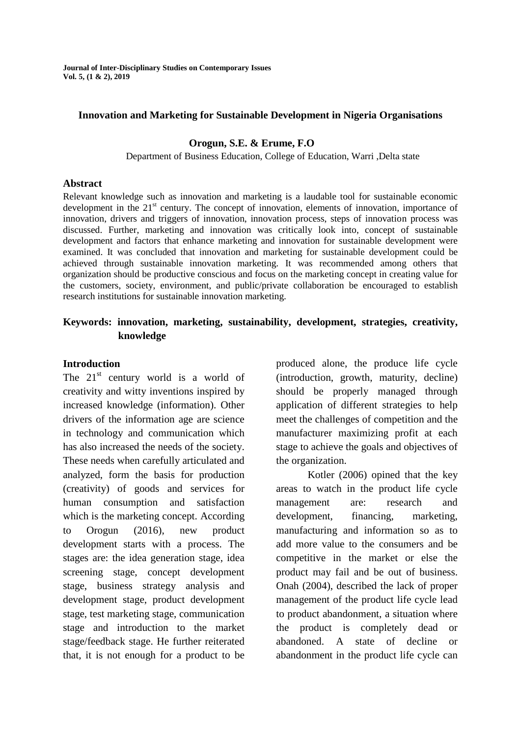# Innovation and Marketing for Sustainable Development in Nigeria Organisations

**Orogun, S.E. & Erume, F.O**

Department of Business Education, College of Education, Warri ,Delta state

## Abstract

Relevant knowledge such as innovation and marketing is a laudable tool for sustainable economic development in the 21st century. The concept of innovation, elements of innovation, importance of innovation, drivers and triggers of innovation, innovation process, steps of innovation process was discussed. Further, marketing and innovation was critically look into, concept of sustainable development and factors that enhance marketing and innovation for sustainable development were examined. It was concluded that innovation and marketing for sustainable development could be achieved through sustainable innovation marketing. It was recommended among others that organization should be productive conscious and focus on the marketing concept in creating value for the customers, society, environment, and public/private collaboration be encouraged to establish research institutions for sustainable innovation marketing.

**Keywords: innovation, marketing, sustainability, development, strategies, creativity, knowledge**

## Introduction

The 21st century world is a world of creativity and witty inventions inspired by increased knowledge (information). Other drivers of the information age are science in technology and communication which has also increased the needs of the society. These needs when carefully articulated and analyzed, form the basis for production (creativity) of goods and services for human consumption and satisfaction which is the marketing concept. According to Orogun (2016), new product development starts with a process. The stages are: the idea generation stage, idea screening stage, concept development stage, business strategy analysis and development stage, product development stage, test marketing stage, communication stage and introduction to the market stage/feedback stage. He further reiterated that, it is not enough for a product to be produced alone, the produce life cycle (introduction, growth, maturity, decline) should be properly managed through application of different strategies to help meet the challenges of competition and the manufacturer maximizing profit at each stage to achieve the goals and objectives of the organization.

Kotler (2006) opined that the key areas to watch in the product life cycle management are: research and development, financing, marketing, manufacturing and information so as to add more value to the consumers and be competitive in the market or else the product may fail and be out of business. Onah (2004), described the lack of proper management of the product life cycle lead to product abandonment, a situation where the product is completely dead or abandoned. A state of decline or abandonment in the product life cycle can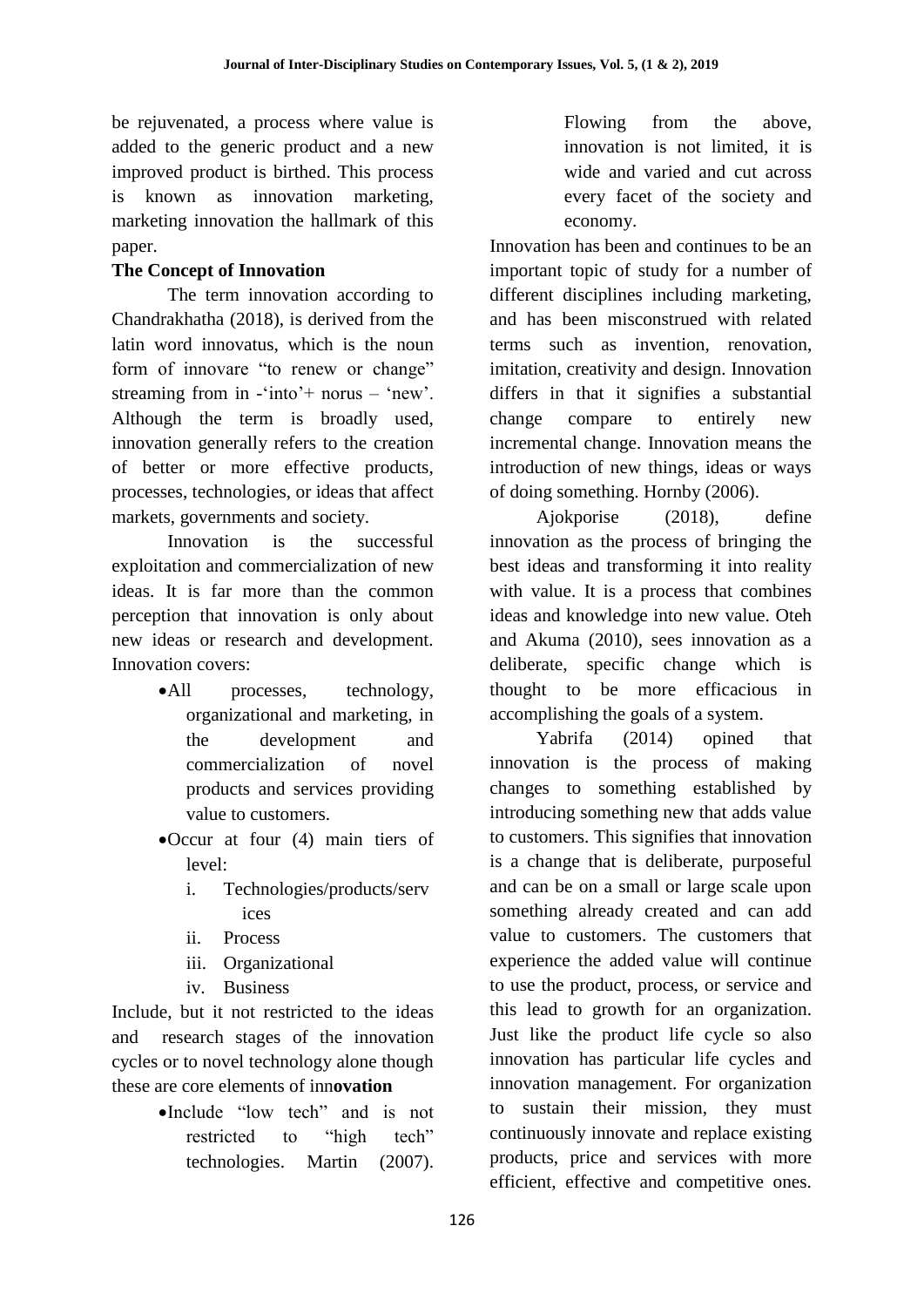be rejuvenated, a process where value is added to the generic product and a new improved product is birthed. This process is known as innovation marketing, marketing innovation the hallmark of this paper.

**The Concept of Innovation**

The term innovation according to Chandrakhatha (2018), is derived from the latin word innovatus, which is the noun form of innovare "to renew or change" streaming from in -'into'+ norus – 'new'. Although the term is broadly used, innovation generally refers to the creation of better or more effective products, processes, technologies, or ideas that affect markets, governments and society.

Innovation is the successful exploitation and commercialization of new ideas. It is far more than the common perception that innovation is only about new ideas or research and development. Innovation covers:

- All processes, technology, organizational and marketing, in the development and commercialization of novel products and services providing value to customers.
- Occur at four (4) main tiers of level:
  i. Technologies/products/services
  ii. Process
  iii. Organizational
  iv. Business

Include, but it not restricted to the ideas and research stages of the innovation cycles or to novel technology alone though these are core elements of inn**ovation**

- Include "low tech" and is not restricted to "high tech" technologies. Martin (2007).

  Flowing from the above, innovation is not limited, it is wide and varied and cut across every facet of the society and economy.

Innovation has been and continues to be an important topic of study for a number of different disciplines including marketing, and has been misconstrued with related terms such as invention, renovation, imitation, creativity and design. Innovation differs in that it signifies a substantial change compare to entirely new incremental change. Innovation means the introduction of new things, ideas or ways of doing something. Hornby (2006).

Ajokporise (2018), define innovation as the process of bringing the best ideas and transforming it into reality with value. It is a process that combines ideas and knowledge into new value. Oteh and Akuma (2010), sees innovation as a deliberate, specific change which is thought to be more efficacious in accomplishing the goals of a system.

Yabrifa (2014) opined that innovation is the process of making changes to something established by introducing something new that adds value to customers. This signifies that innovation is a change that is deliberate, purposeful and can be on a small or large scale upon something already created and can add value to customers. The customers that experience the added value will continue to use the product, process, or service and this lead to growth for an organization. Just like the product life cycle so also innovation has particular life cycles and innovation management. For organization to sustain their mission, they must continuously innovate and replace existing products, price and services with more efficient, effective and competitive ones.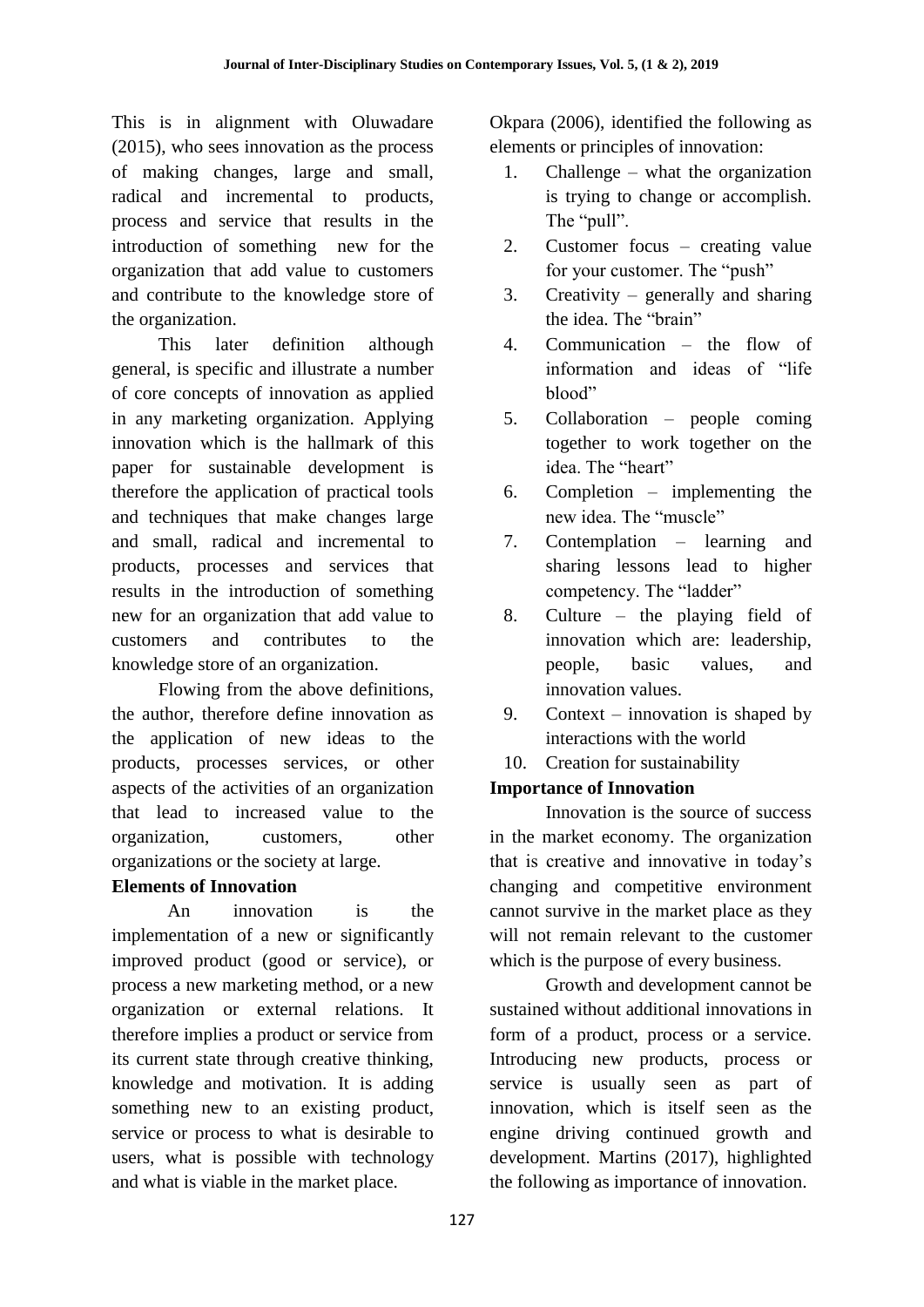This is in alignment with Oluwadare (2015), who sees innovation as the process of making changes, large and small, radical and incremental to products, process and service that results in the introduction of something new for the organization that add value to customers and contribute to the knowledge store of the organization.

This later definition although general, is specific and illustrate a number of core concepts of innovation as applied in any marketing organization. Applying innovation which is the hallmark of this paper for sustainable development is therefore the application of practical tools and techniques that make changes large and small, radical and incremental to products, processes and services that results in the introduction of something new for an organization that add value to customers and contributes to the knowledge store of an organization.

Flowing from the above definitions, the author, therefore define innovation as the application of new ideas to the products, processes services, or other aspects of the activities of an organization that lead to increased value to the organization, customers, other organizations or the society at large.

**Elements of Innovation**

An innovation is the implementation of a new or significantly improved product (good or service), or process a new marketing method, or a new organization or external relations. It therefore implies a product or service from its current state through creative thinking, knowledge and motivation. It is adding something new to an existing product, service or process to what is desirable to users, what is possible with technology and what is viable in the market place.

Okpara (2006), identified the following as elements or principles of innovation:

1. Challenge – what the organization is trying to change or accomplish. The "pull".
2. Customer focus – creating value for your customer. The "push"
3. Creativity – generally and sharing the idea. The "brain"
4. Communication – the flow of information and ideas of "life blood"
5. Collaboration – people coming together to work together on the idea. The "heart"
6. Completion – implementing the new idea. The "muscle"
7. Contemplation – learning and sharing lessons lead to higher competency. The "ladder"
8. Culture – the playing field of innovation which are: leadership, people, basic values, and innovation values.
9. Context – innovation is shaped by interactions with the world
10. Creation for sustainability

**Importance of Innovation**

Innovation is the source of success in the market economy. The organization that is creative and innovative in today's changing and competitive environment cannot survive in the market place as they will not remain relevant to the customer which is the purpose of every business.

Growth and development cannot be sustained without additional innovations in form of a product, process or a service. Introducing new products, process or service is usually seen as part of innovation, which is itself seen as the engine driving continued growth and development. Martins (2017), highlighted the following as importance of innovation.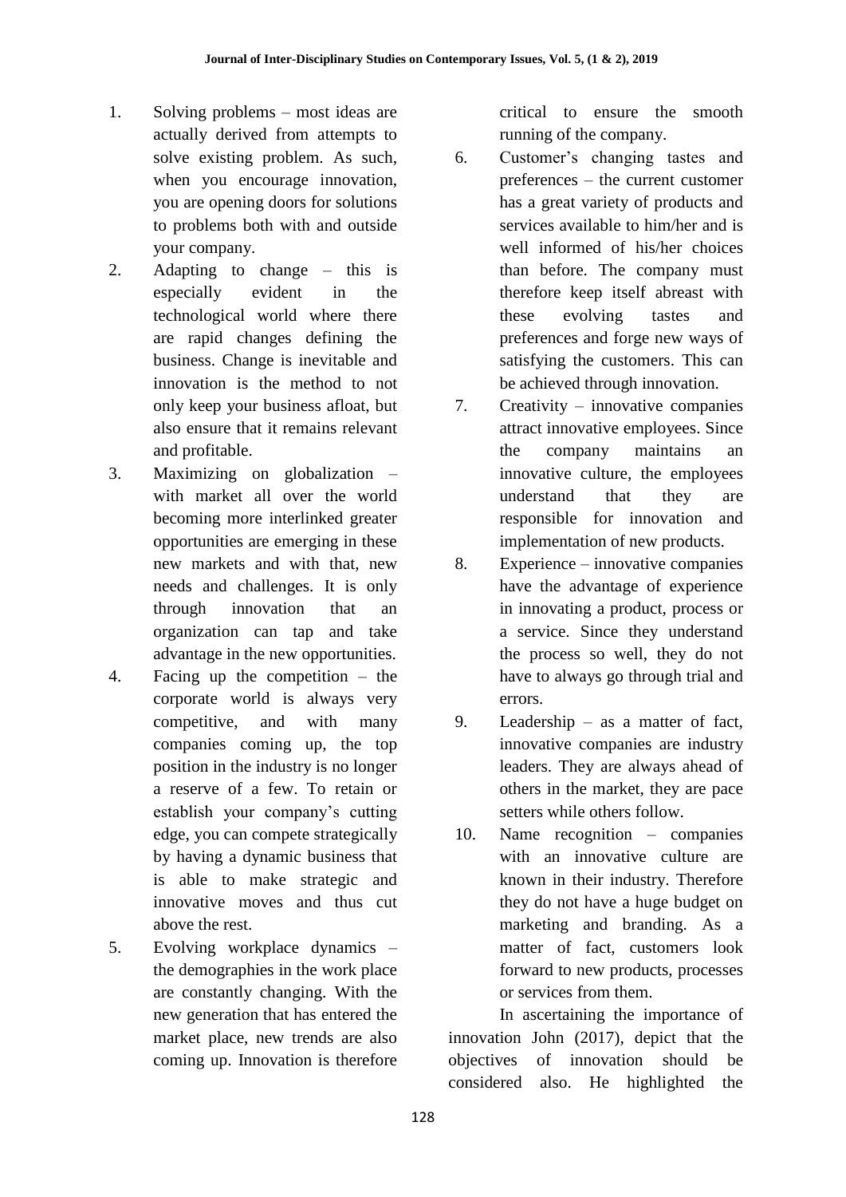1. Solving problems – most ideas are actually derived from attempts to solve existing problem. As such, when you encourage innovation, you are opening doors for solutions to problems both with and outside your company.
2. Adapting to change – this is especially evident in the technological world where there are rapid changes defining the business. Change is inevitable and innovation is the method to not only keep your business afloat, but also ensure that it remains relevant and profitable.
3. Maximizing on globalization – with market all over the world becoming more interlinked greater opportunities are emerging in these new markets and with that, new needs and challenges. It is only through innovation that an organization can tap and take advantage in the new opportunities.
4. Facing up the competition – the corporate world is always very competitive, and with many companies coming up, the top position in the industry is no longer a reserve of a few. To retain or establish your company's cutting edge, you can compete strategically by having a dynamic business that is able to make strategic and innovative moves and thus cut above the rest.
5. Evolving workplace dynamics – the demographies in the work place are constantly changing. With the new generation that has entered the market place, new trends are also coming up. Innovation is therefore critical to ensure the smooth running of the company.
6. Customer's changing tastes and preferences – the current customer has a great variety of products and services available to him/her and is well informed of his/her choices than before. The company must therefore keep itself abreast with these evolving tastes and preferences and forge new ways of satisfying the customers. This can be achieved through innovation.
7. Creativity – innovative companies attract innovative employees. Since the company maintains an innovative culture, the employees understand that they are responsible for innovation and implementation of new products.
8. Experience – innovative companies have the advantage of experience in innovating a product, process or a service. Since they understand the process so well, they do not have to always go through trial and errors.
9. Leadership – as a matter of fact, innovative companies are industry leaders. They are always ahead of others in the market, they are pace setters while others follow.
10. Name recognition – companies with an innovative culture are known in their industry. Therefore they do not have a huge budget on marketing and branding. As a matter of fact, customers look forward to new products, processes or services from them.

In ascertaining the importance of innovation John (2017), depict that the objectives of innovation should be considered also. He highlighted the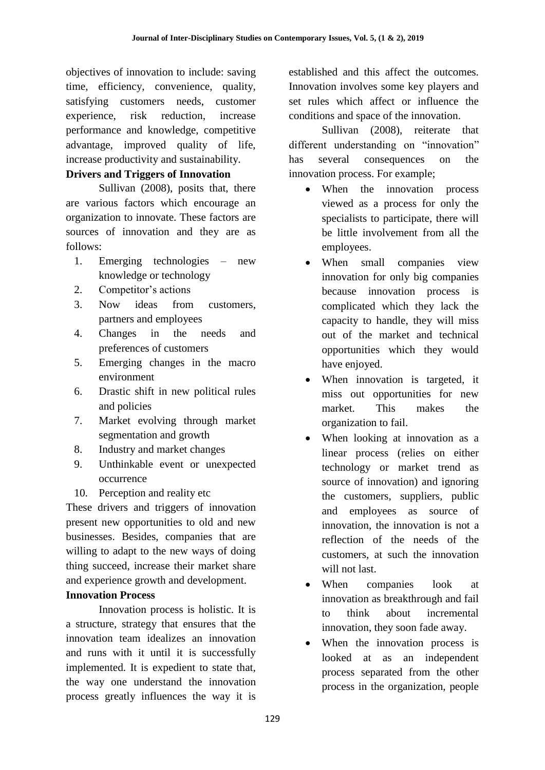objectives of innovation to include: saving time, efficiency, convenience, quality, satisfying customers needs, customer experience, risk reduction, increase performance and knowledge, competitive advantage, improved quality of life, increase productivity and sustainability.

**Drivers and Triggers of Innovation**

Sullivan (2008), posits that, there are various factors which encourage an organization to innovate. These factors are sources of innovation and they are as follows:

1. Emerging technologies – new knowledge or technology
2. Competitor's actions
3. Now ideas from customers, partners and employees
4. Changes in the needs and preferences of customers
5. Emerging changes in the macro environment
6. Drastic shift in new political rules and policies
7. Market evolving through market segmentation and growth
8. Industry and market changes
9. Unthinkable event or unexpected occurrence
10. Perception and reality etc

These drivers and triggers of innovation present new opportunities to old and new businesses. Besides, companies that are willing to adapt to the new ways of doing thing succeed, increase their market share and experience growth and development.

**Innovation Process**

Innovation process is holistic. It is a structure, strategy that ensures that the innovation team idealizes an innovation and runs with it until it is successfully implemented. It is expedient to state that, the way one understand the innovation process greatly influences the way it is established and this affect the outcomes. Innovation involves some key players and set rules which affect or influence the conditions and space of the innovation.

Sullivan (2008), reiterate that different understanding on "innovation" has several consequences on the innovation process. For example;

- When the innovation process viewed as a process for only the specialists to participate, there will be little involvement from all the employees.
- When small companies view innovation for only big companies because innovation process is complicated which they lack the capacity to handle, they will miss out of the market and technical opportunities which they would have enjoyed.
- When innovation is targeted, it miss out opportunities for new market. This makes the organization to fail.
- When looking at innovation as a linear process (relies on either technology or market trend as source of innovation) and ignoring the customers, suppliers, public and employees as source of innovation, the innovation is not a reflection of the needs of the customers, at such the innovation will not last.
- When companies look at innovation as breakthrough and fail to think about incremental innovation, they soon fade away.
- When the innovation process is looked at as an independent process separated from the other process in the organization, people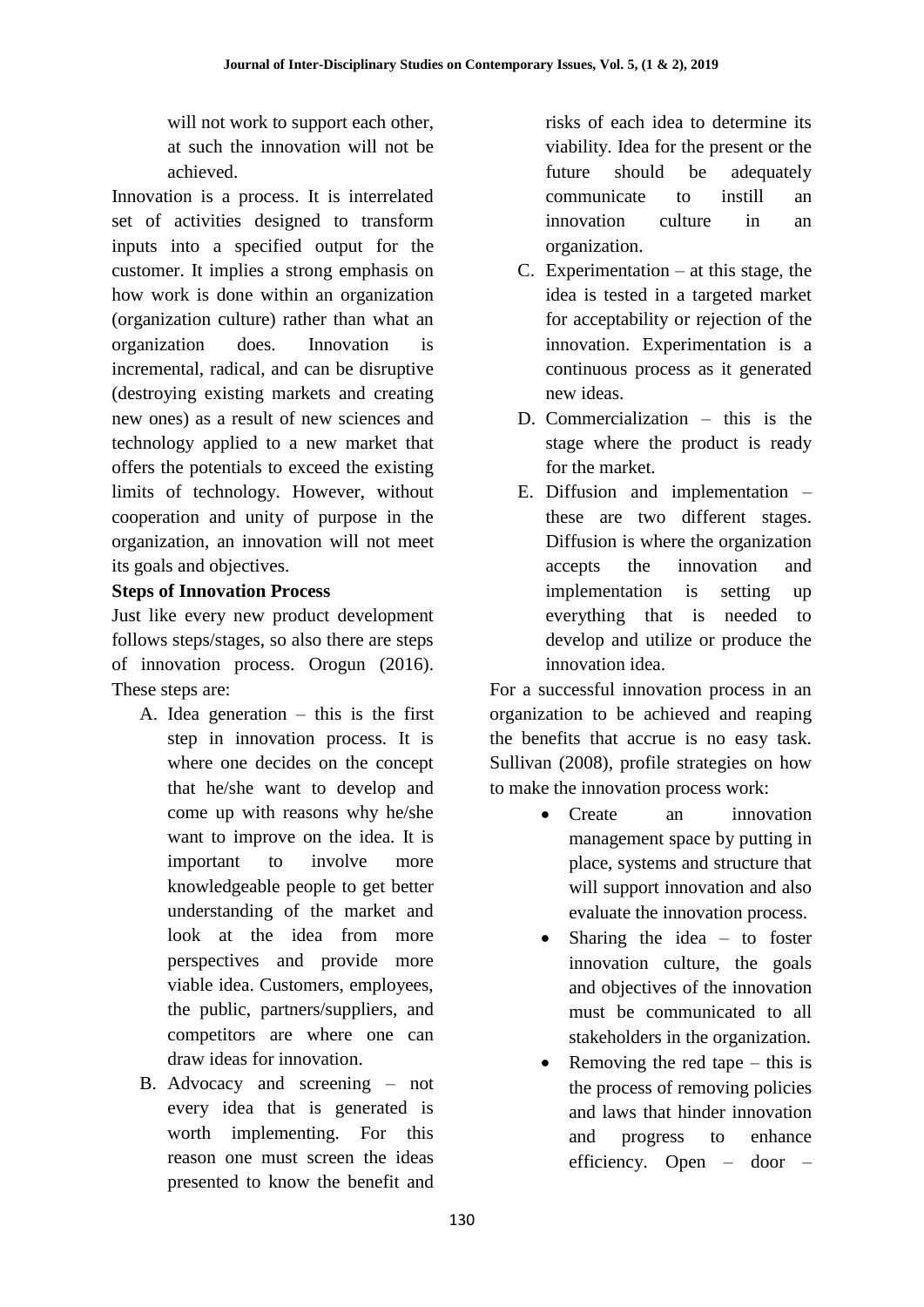will not work to support each other, at such the innovation will not be achieved.

Innovation is a process. It is interrelated set of activities designed to transform inputs into a specified output for the customer. It implies a strong emphasis on how work is done within an organization (organization culture) rather than what an organization does. Innovation is incremental, radical, and can be disruptive (destroying existing markets and creating new ones) as a result of new sciences and technology applied to a new market that offers the potentials to exceed the existing limits of technology. However, without cooperation and unity of purpose in the organization, an innovation will not meet its goals and objectives.

**Steps of Innovation Process**

Just like every new product development follows steps/stages, so also there are steps of innovation process. Orogun (2016). These steps are:

A. Idea generation – this is the first step in innovation process. It is where one decides on the concept that he/she want to develop and come up with reasons why he/she want to improve on the idea. It is important to involve more knowledgeable people to get better understanding of the market and look at the idea from more perspectives and provide more viable idea. Customers, employees, the public, partners/suppliers, and competitors are where one can draw ideas for innovation.
B. Advocacy and screening – not every idea that is generated is worth implementing. For this reason one must screen the ideas presented to know the benefit and risks of each idea to determine its viability. Idea for the present or the future should be adequately communicate to instill an innovation culture in an organization.
C. Experimentation – at this stage, the idea is tested in a targeted market for acceptability or rejection of the innovation. Experimentation is a continuous process as it generated new ideas.
D. Commercialization – this is the stage where the product is ready for the market.
E. Diffusion and implementation – these are two different stages. Diffusion is where the organization accepts the innovation and implementation is setting up everything that is needed to develop and utilize or produce the innovation idea.

For a successful innovation process in an organization to be achieved and reaping the benefits that accrue is no easy task. Sullivan (2008), profile strategies on how to make the innovation process work:

- Create an innovation management space by putting in place, systems and structure that will support innovation and also evaluate the innovation process.
- Sharing the idea – to foster innovation culture, the goals and objectives of the innovation must be communicated to all stakeholders in the organization.
- Removing the red tape – this is the process of removing policies and laws that hinder innovation and progress to enhance efficiency. Open – door –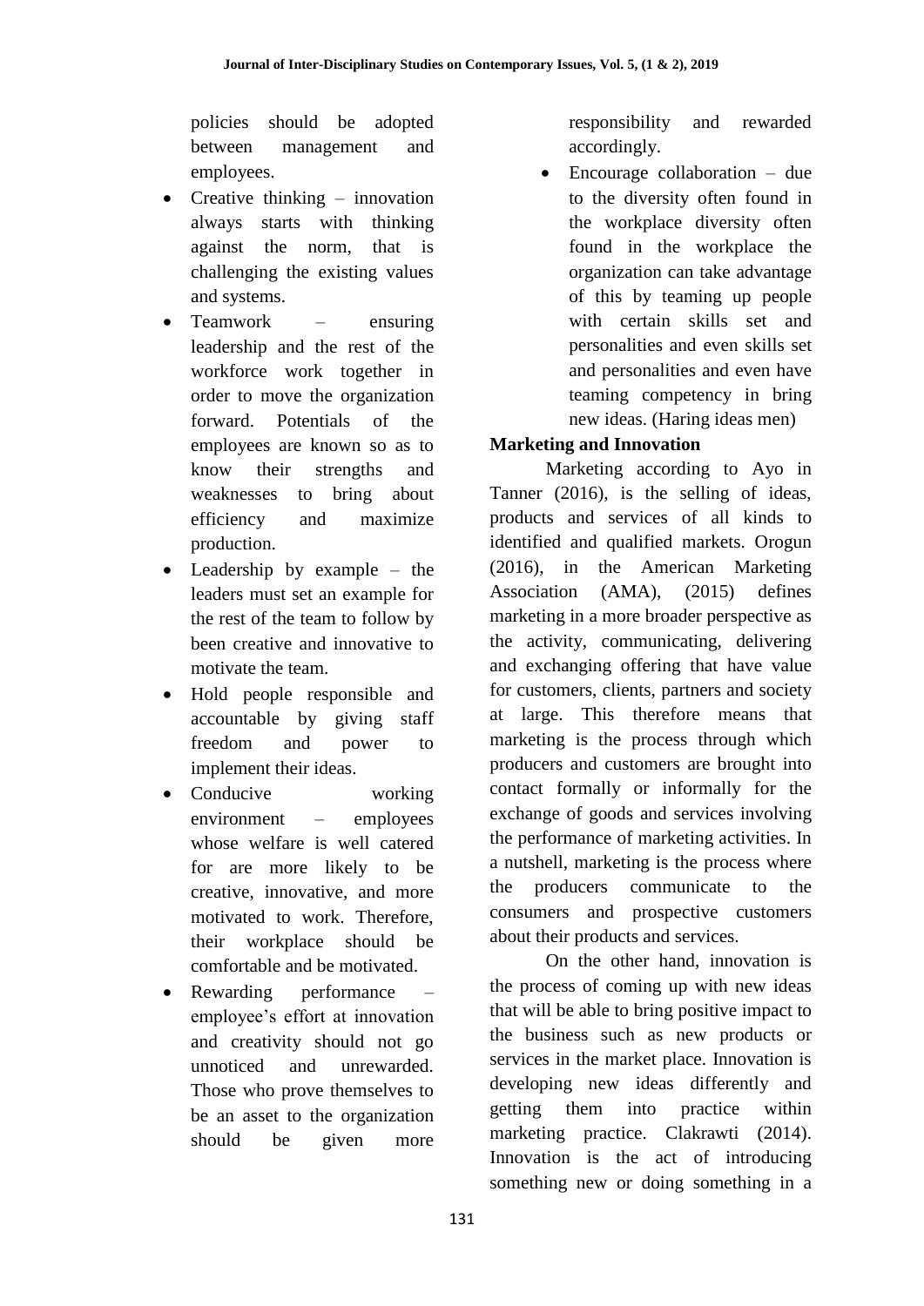policies should be adopted between management and employees.

- Creative thinking – innovation always starts with thinking against the norm, that is challenging the existing values and systems.
- Teamwork – ensuring leadership and the rest of the workforce work together in order to move the organization forward. Potentials of the employees are known so as to know their strengths and weaknesses to bring about efficiency and maximize production.
- Leadership by example – the leaders must set an example for the rest of the team to follow by been creative and innovative to motivate the team.
- Hold people responsible and accountable by giving staff freedom and power to implement their ideas.
- Conducive working environment – employees whose welfare is well catered for are more likely to be creative, innovative, and more motivated to work. Therefore, their workplace should be comfortable and be motivated.
- Rewarding performance – employee's effort at innovation and creativity should not go unnoticed and unrewarded. Those who prove themselves to be an asset to the organization should be given more responsibility and rewarded accordingly.
- Encourage collaboration – due to the diversity often found in the workplace diversity often found in the workplace the organization can take advantage of this by teaming up people with certain skills set and personalities and even skills set and personalities and even have teaming competency in bring new ideas. (Haring ideas men)

**Marketing and Innovation**

Marketing according to Ayo in Tanner (2016), is the selling of ideas, products and services of all kinds to identified and qualified markets. Orogun (2016), in the American Marketing Association (AMA), (2015) defines marketing in a more broader perspective as the activity, communicating, delivering and exchanging offering that have value for customers, clients, partners and society at large. This therefore means that marketing is the process through which producers and customers are brought into contact formally or informally for the exchange of goods and services involving the performance of marketing activities. In a nutshell, marketing is the process where the producers communicate to the consumers and prospective customers about their products and services.

On the other hand, innovation is the process of coming up with new ideas that will be able to bring positive impact to the business such as new products or services in the market place. Innovation is developing new ideas differently and getting them into practice within marketing practice. Clakrawti (2014). Innovation is the act of introducing something new or doing something in a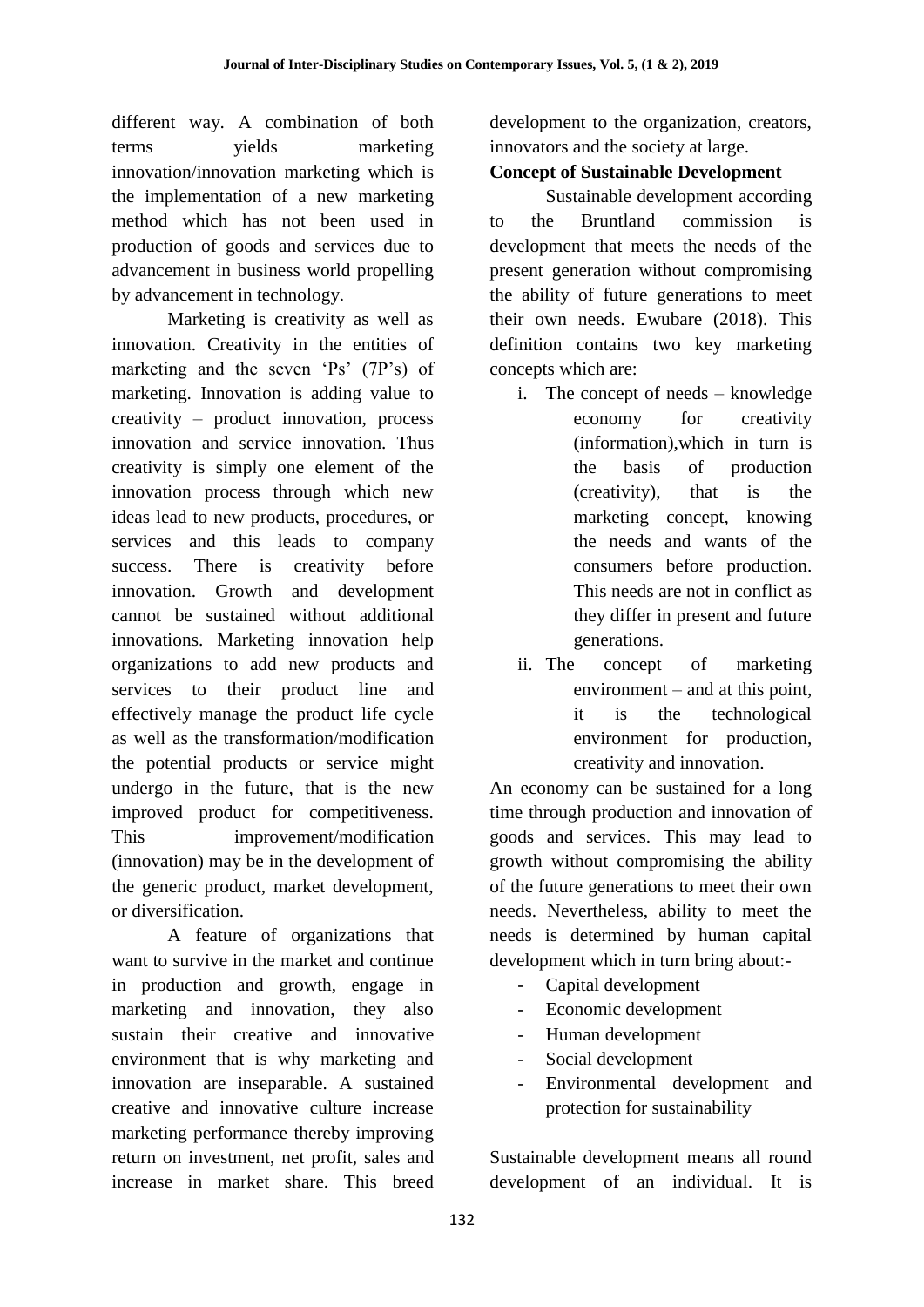different way. A combination of both terms yields marketing innovation/innovation marketing which is the implementation of a new marketing method which has not been used in production of goods and services due to advancement in business world propelling by advancement in technology.

Marketing is creativity as well as innovation. Creativity in the entities of marketing and the seven 'Ps' (7P's) of marketing. Innovation is adding value to creativity – product innovation, process innovation and service innovation. Thus creativity is simply one element of the innovation process through which new ideas lead to new products, procedures, or services and this leads to company success. There is creativity before innovation. Growth and development cannot be sustained without additional innovations. Marketing innovation help organizations to add new products and services to their product line and effectively manage the product life cycle as well as the transformation/modification the potential products or service might undergo in the future, that is the new improved product for competitiveness. This improvement/modification (innovation) may be in the development of the generic product, market development, or diversification.

A feature of organizations that want to survive in the market and continue in production and growth, engage in marketing and innovation, they also sustain their creative and innovative environment that is why marketing and innovation are inseparable. A sustained creative and innovative culture increase marketing performance thereby improving return on investment, net profit, sales and increase in market share. This breed development to the organization, creators, innovators and the society at large.

**Concept of Sustainable Development**

Sustainable development according to the Bruntland commission is development that meets the needs of the present generation without compromising the ability of future generations to meet their own needs. Ewubare (2018). This definition contains two key marketing concepts which are:

i. The concept of needs – knowledge economy for creativity (information),which in turn is the basis of production (creativity), that is the marketing concept, knowing the needs and wants of the consumers before production. This needs are not in conflict as they differ in present and future generations.
ii. The concept of marketing environment – and at this point, it is the technological environment for production, creativity and innovation.

An economy can be sustained for a long time through production and innovation of goods and services. This may lead to growth without compromising the ability of the future generations to meet their own needs. Nevertheless, ability to meet the needs is determined by human capital development which in turn bring about:-

- Capital development
- Economic development
- Human development
- Social development
- Environmental development and protection for sustainability

Sustainable development means all round development of an individual. It is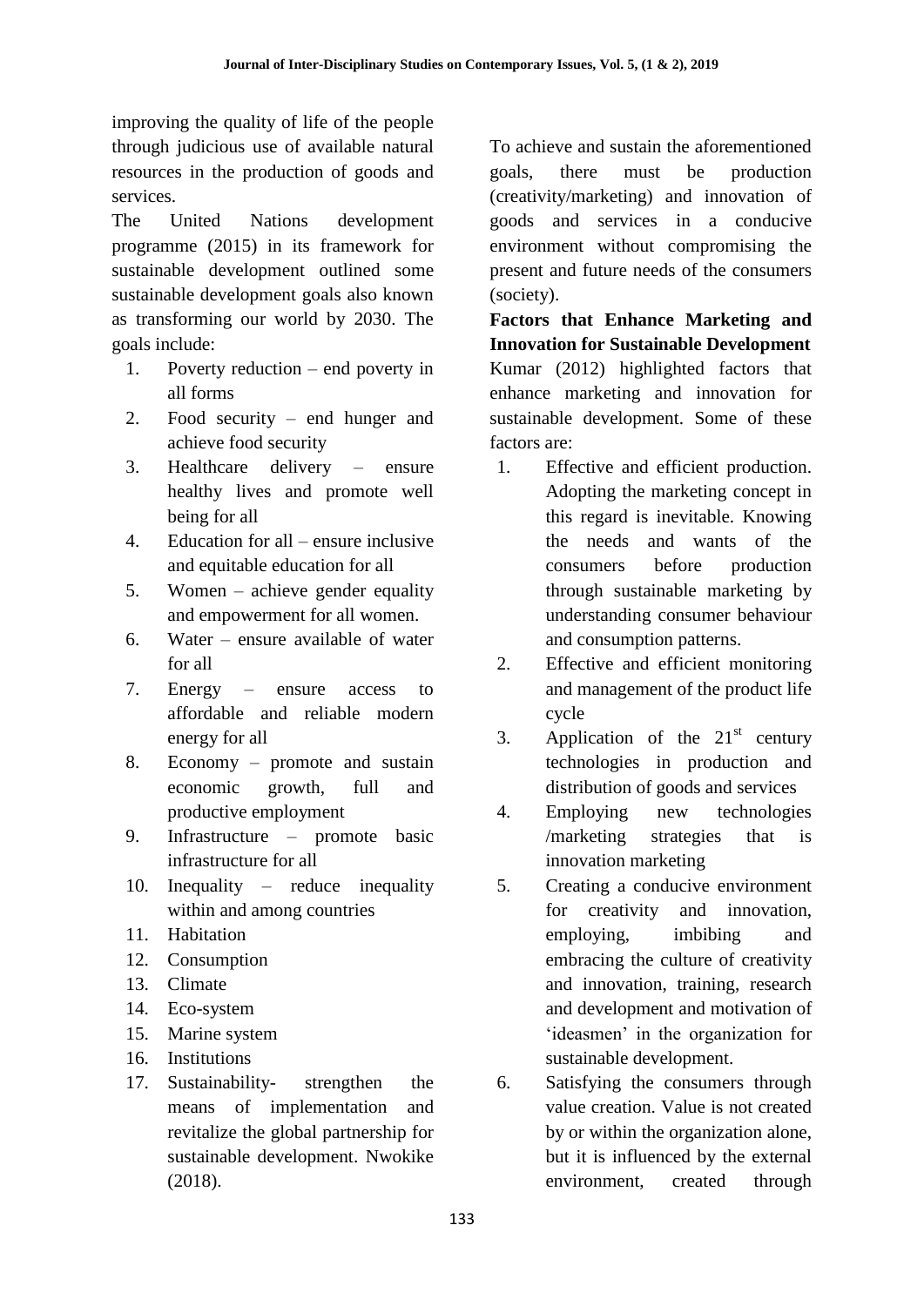improving the quality of life of the people through judicious use of available natural resources in the production of goods and services.

The United Nations development programme (2015) in its framework for sustainable development outlined some sustainable development goals also known as transforming our world by 2030. The goals include:

1. Poverty reduction – end poverty in all forms
2. Food security – end hunger and achieve food security
3. Healthcare delivery – ensure healthy lives and promote well being for all
4. Education for all – ensure inclusive and equitable education for all
5. Women – achieve gender equality and empowerment for all women.
6. Water – ensure available of water for all
7. Energy – ensure access to affordable and reliable modern energy for all
8. Economy – promote and sustain economic growth, full and productive employment
9. Infrastructure – promote basic infrastructure for all
10. Inequality – reduce inequality within and among countries
11. Habitation
12. Consumption
13. Climate
14. Eco-system
15. Marine system
16. Institutions
17. Sustainability- strengthen the means of implementation and revitalize the global partnership for sustainable development. Nwokike (2018).

To achieve and sustain the aforementioned goals, there must be production (creativity/marketing) and innovation of goods and services in a conducive environment without compromising the present and future needs of the consumers (society).

**Factors that Enhance Marketing and Innovation for Sustainable Development**

Kumar (2012) highlighted factors that enhance marketing and innovation for sustainable development. Some of these factors are:

1. Effective and efficient production. Adopting the marketing concept in this regard is inevitable. Knowing the needs and wants of the consumers before production through sustainable marketing by understanding consumer behaviour and consumption patterns.
2. Effective and efficient monitoring and management of the product life cycle
3. Application of the 21st century technologies in production and distribution of goods and services
4. Employing new technologies /marketing strategies that is innovation marketing
5. Creating a conducive environment for creativity and innovation, employing, imbibing and embracing the culture of creativity and innovation, training, research and development and motivation of 'ideasmen' in the organization for sustainable development.
6. Satisfying the consumers through value creation. Value is not created by or within the organization alone, but it is influenced by the external environment, created through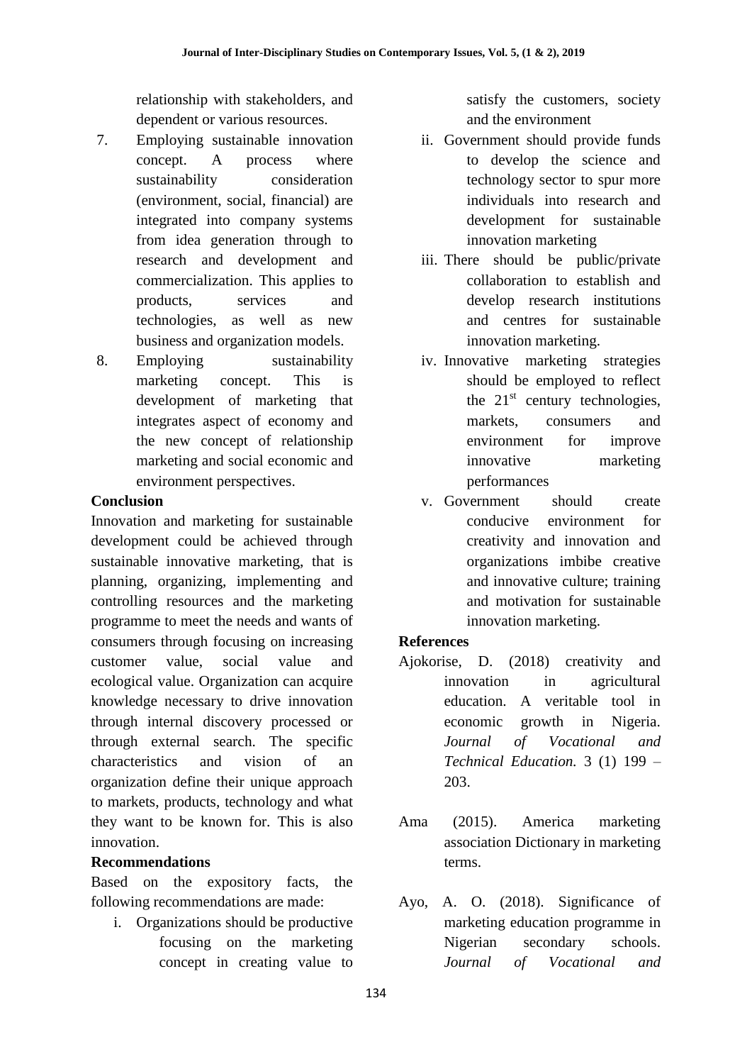relationship with stakeholders, and dependent or various resources.

7. Employing sustainable innovation concept. A process where sustainability consideration (environment, social, financial) are integrated into company systems from idea generation through to research and development and commercialization. This applies to products, services and technologies, as well as new business and organization models.
8. Employing sustainability marketing concept. This is development of marketing that integrates aspect of economy and the new concept of relationship marketing and social economic and environment perspectives.

**Conclusion**

Innovation and marketing for sustainable development could be achieved through sustainable innovative marketing, that is planning, organizing, implementing and controlling resources and the marketing programme to meet the needs and wants of consumers through focusing on increasing customer value, social value and ecological value. Organization can acquire knowledge necessary to drive innovation through internal discovery processed or through external search. The specific characteristics and vision of an organization define their unique approach to markets, products, technology and what they want to be known for. This is also innovation.

**Recommendations**

Based on the expository facts, the following recommendations are made:

i. Organizations should be productive focusing on the marketing concept in creating value to satisfy the customers, society and the environment
ii. Government should provide funds to develop the science and technology sector to spur more individuals into research and development for sustainable innovation marketing
iii. There should be public/private collaboration to establish and develop research institutions and centres for sustainable innovation marketing.
iv. Innovative marketing strategies should be employed to reflect the 21st century technologies, markets, consumers and environment for improve innovative marketing performances
v. Government should create conducive environment for creativity and innovation and organizations imbibe creative and innovative culture; training and motivation for sustainable innovation marketing.

**References**

Ajokorise, D. (2018) creativity and innovation in agricultural education. A veritable tool in economic growth in Nigeria. *Journal of Vocational and Technical Education.* 3 (1) 199 – 203.

Ama (2015). America marketing association Dictionary in marketing terms.

Ayo, A. O. (2018). Significance of marketing education programme in Nigerian secondary schools. *Journal of Vocational and*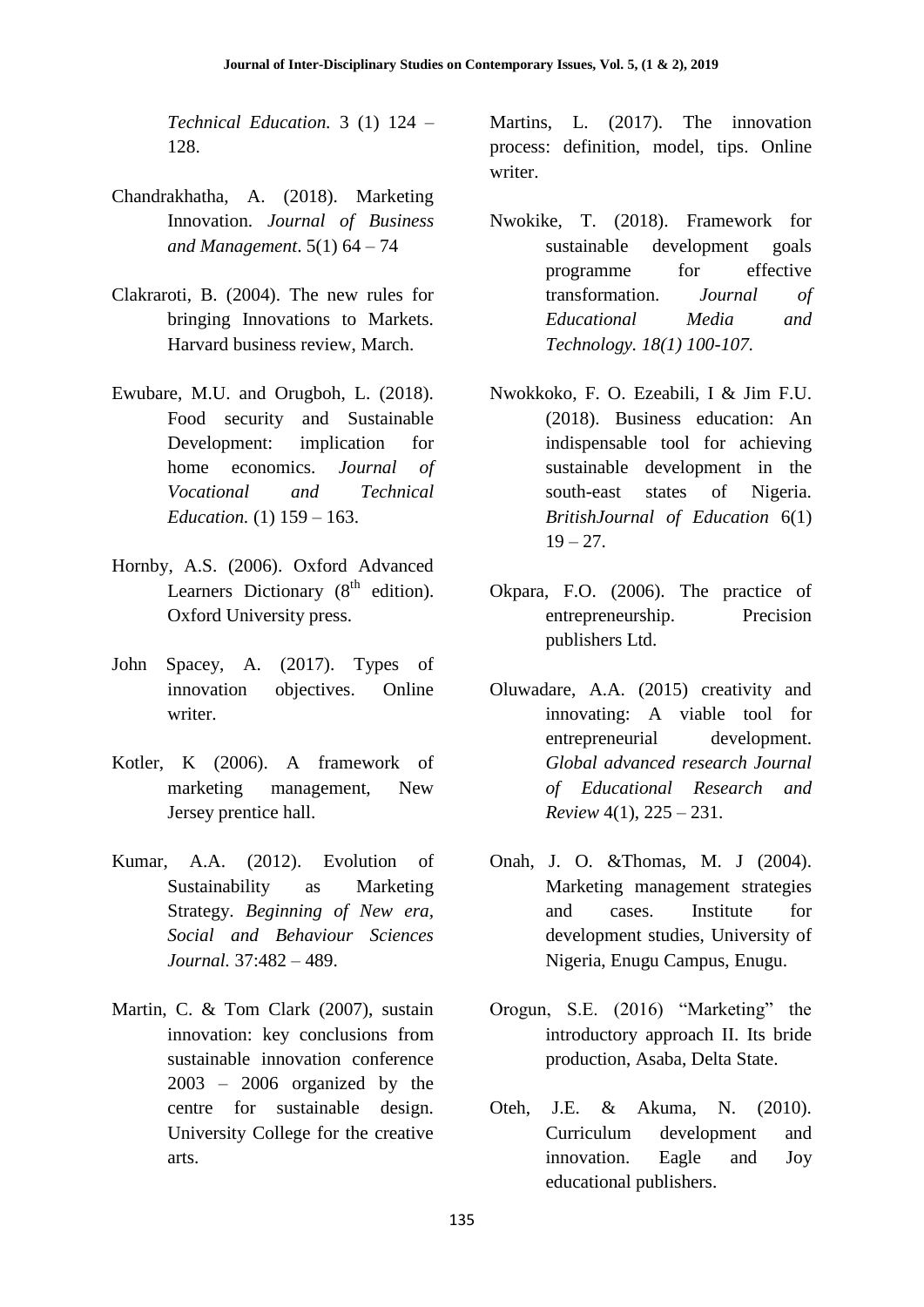*Technical Education.* 3 (1) 124 – 128.

Chandrakhatha, A. (2018). Marketing Innovation. *Journal of Business and Management*. 5(1) 64 – 74

Clakraroti, B. (2004). The new rules for bringing Innovations to Markets. Harvard business review, March.

Ewubare, M.U. and Orugboh, L. (2018). Food security and Sustainable Development: implication for home economics. *Journal of Vocational and Technical Education.* (1) 159 – 163.

Hornby, A.S. (2006). Oxford Advanced Learners Dictionary (8th edition). Oxford University press.

John Spacey, A. (2017). Types of innovation objectives. Online writer.

Kotler, K (2006). A framework of marketing management, New Jersey prentice hall.

Kumar, A.A. (2012). Evolution of Sustainability as Marketing Strategy. *Beginning of New era, Social and Behaviour Sciences Journal.* 37:482 – 489.

Martin, C. & Tom Clark (2007), sustain innovation: key conclusions from sustainable innovation conference 2003 – 2006 organized by the centre for sustainable design. University College for the creative arts.

Martins, L. (2017). The innovation process: definition, model, tips. Online writer.

Nwokike, T. (2018). Framework for sustainable development goals programme for effective transformation. *Journal of Educational Media and Technology. 18(1) 100-107.*

Nwokkoko, F. O. Ezeabili, I & Jim F.U. (2018). Business education: An indispensable tool for achieving sustainable development in the south-east states of Nigeria. *BritishJournal of Education* 6(1) 19 – 27.

Okpara, F.O. (2006). The practice of entrepreneurship. Precision publishers Ltd.

Oluwadare, A.A. (2015) creativity and innovating: A viable tool for entrepreneurial development. *Global advanced research Journal of Educational Research and Review* 4(1), 225 – 231.

Onah, J. O. &Thomas, M. J (2004). Marketing management strategies and cases. Institute for development studies, University of Nigeria, Enugu Campus, Enugu.

Orogun, S.E. (2016) "Marketing" the introductory approach II. Its bride production, Asaba, Delta State.

Oteh, J.E. & Akuma, N. (2010). Curriculum development and innovation. Eagle and Joy educational publishers.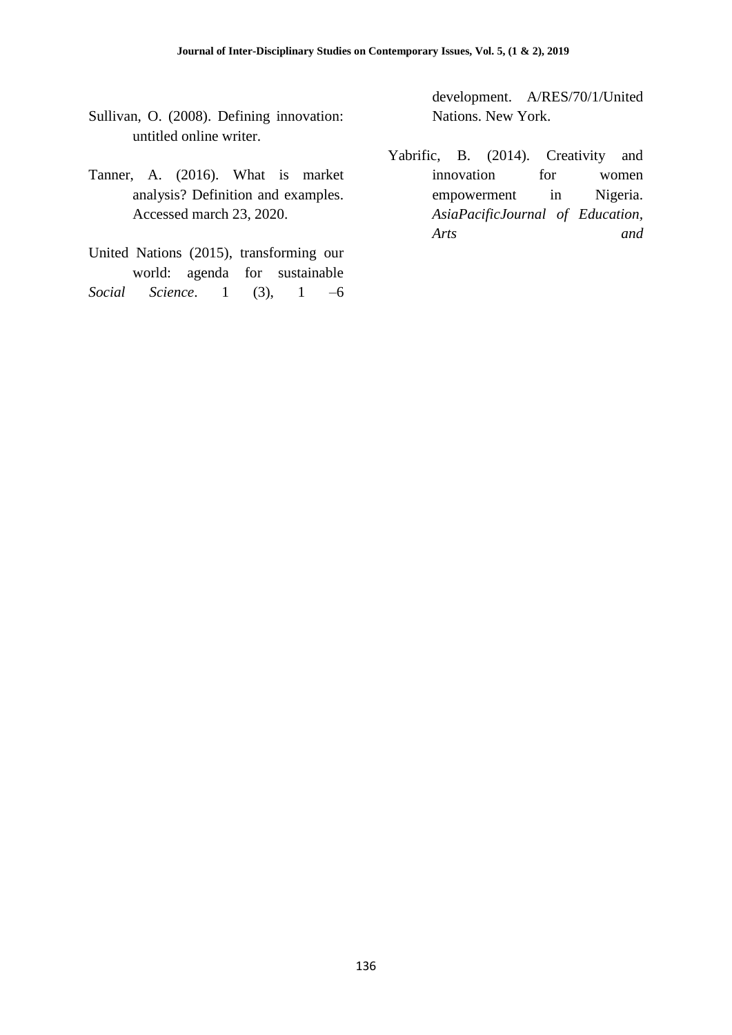Sullivan, O. (2008). Defining innovation: untitled online writer.

Tanner, A. (2016). What is market analysis? Definition and examples. Accessed march 23, 2020.

United Nations (2015), transforming our world: agenda for sustainable development. A/RES/70/1/United Nations. New York.

Yabrific, B. (2014). Creativity and innovation for women empowerment in Nigeria. *AsiaPacificJournal of Education, Arts and Social Science*. 1 (3), 1 –6